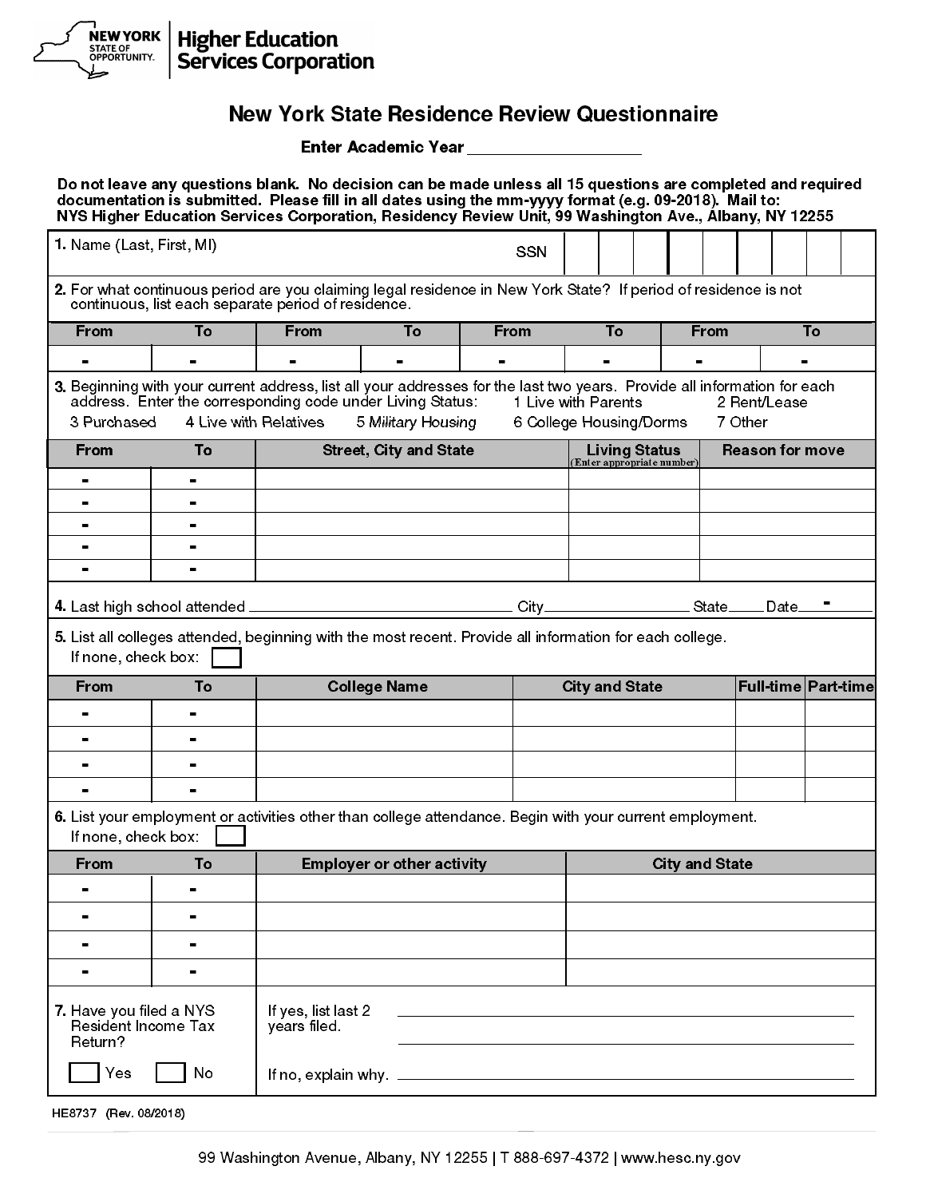NEW YORK STATE OF OPPORTUNITY. | Higher Education Services Corporation

# New York State Residence Review Questionnaire

**Enter Academic Year ___________________**

**Do not leave any questions blank. No decision can be made unless all 15 questions are completed and required documentation is submitted. Please fill in all dates using the mm-yyyy format (e.g. 09-2018). Mail to: NYS Higher Education Services Corporation, Residency Review Unit, 99 Washington Ave., Albany, NY 12255**

**1.** Name (Last, First, MI) SSN

**2.** For what continuous period are you claiming legal residence in New York State? If period of residence is not continuous, list each separate period of residence.

| From | To | From | To | From | To | From | To |
|---|---|---|---|---|---|---|---|
| - | - | - | - | - | - | - | - |

**3.** Beginning with your current address, list all your addresses for the last two years. Provide all information for each address. Enter the corresponding code under Living Status: 1 Live with Parents 2 Rent/Lease 3 Purchased 4 Live with Relatives 5 *Military Housing* 6 College Housing/Dorms 7 Other

| From | To | Street, City and State | Living Status (Enter appropriate number) | Reason for move |
|---|---|---|---|---|
| - | - | | | |
| - | - | | | |
| - | - | | | |
| - | - | | | |
| - | - | | | |

**4.** Last high school attended ______________________ City ______________ State ____ Date ___-___

**5.** List all colleges attended, beginning with the most recent. Provide all information for each college.
If none, check box: ☐

| From | To | College Name | City and State | Full-time | Part-time |
|---|---|---|---|---|---|
| - | - | | | | |
| - | - | | | | |
| - | - | | | | |
| - | - | | | | |

**6.** List your employment or activities other than college attendance. Begin with your current employment.
If none, check box: ☐

| From | To | Employer or other activity | City and State |
|---|---|---|---|
| - | - | | |
| - | - | | |
| - | - | | |
| - | - | | |

**7.** Have you filed a NYS Resident Income Tax Return?

☐ Yes ☐ No

If yes, list last 2 years filed. ______________________________

______________________________

If no, explain why. ______________________________

HE8737 (Rev. 08/2018)

99 Washington Avenue, Albany, NY 12255 | T 888-697-4372 | www.hesc.ny.gov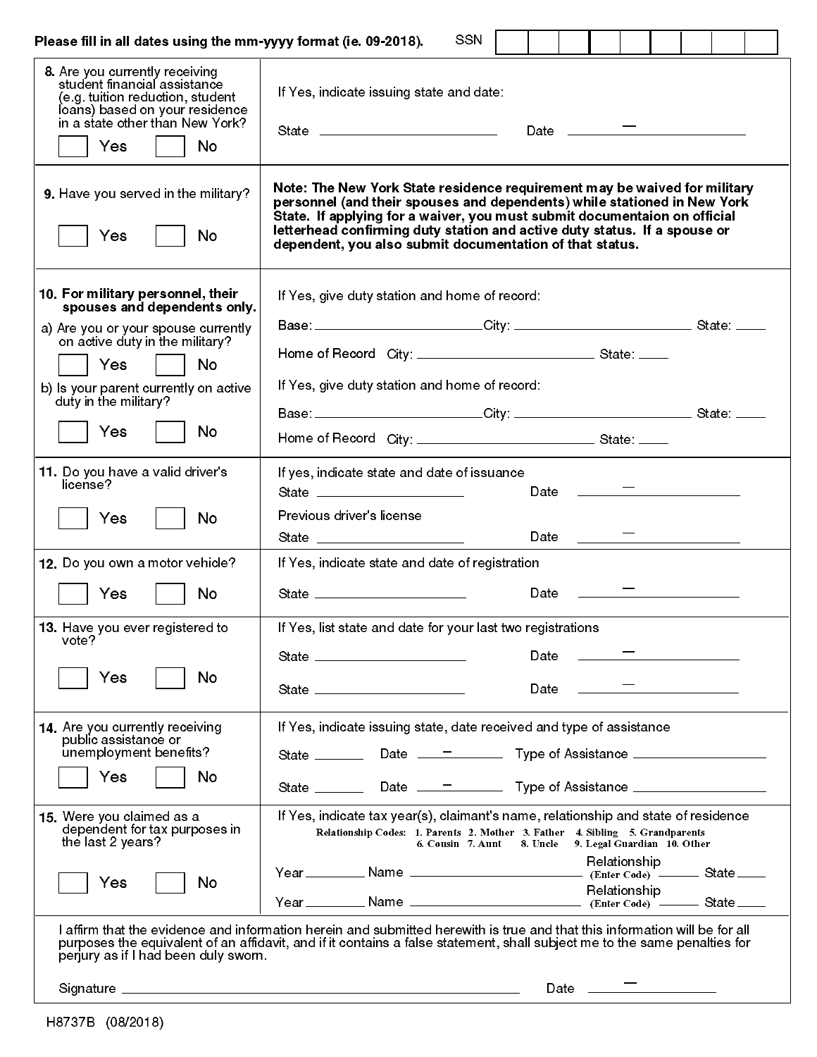Please fill in all dates using the mm-yyyy format (ie. 09-2018). SSN

| | |
|---|---|
| **8.** Are you currently receiving student financial assistance (e.g. tuition reduction, student loans) based on your residence in a state other than New York?<br><br>☐ Yes ☐ No | If Yes, indicate issuing state and date:<br><br>State \_\_\_\_\_\_\_\_\_\_ Date \_\_\_\_ – \_\_\_\_ |
| **9.** Have you served in the military?<br><br>☐ Yes ☐ No | **Note: The New York State residence requirement may be waived for military personnel (and their spouses and dependents) while stationed in New York State. If applying for a waiver, you must submit documentaion on official letterhead confirming duty station and active duty status. If a spouse or dependent, you also submit documentation of that status.** |
| **10. For military personnel, their spouses and dependents only.**<br>a) Are you or your spouse currently on active duty in the military?<br><br>☐ Yes ☐ No<br><br>b) Is your parent currently on active duty in the military?<br><br>☐ Yes ☐ No | If Yes, give duty station and home of record:<br>Base: \_\_\_\_\_\_\_\_ City: \_\_\_\_\_\_\_\_ State: \_\_\_\_<br>Home of Record City: \_\_\_\_\_\_\_\_ State: \_\_\_\_<br><br>If Yes, give duty station and home of record:<br>Base: \_\_\_\_\_\_\_\_ City: \_\_\_\_\_\_\_\_ State: \_\_\_\_<br>Home of Record City: \_\_\_\_\_\_\_\_ State: \_\_\_\_ |
| **11.** Do you have a valid driver's license?<br><br>☐ Yes ☐ No | If yes, indicate state and date of issuance<br>State \_\_\_\_\_\_\_\_\_\_ Date \_\_\_\_ – \_\_\_\_<br>Previous driver's license<br>State \_\_\_\_\_\_\_\_\_\_ Date \_\_\_\_ – \_\_\_\_ |
| **12.** Do you own a motor vehicle?<br><br>☐ Yes ☐ No | If Yes, indicate state and date of registration<br><br>State \_\_\_\_\_\_\_\_\_\_ Date \_\_\_\_ – \_\_\_\_ |
| **13.** Have you ever registered to vote?<br><br>☐ Yes ☐ No | If Yes, list state and date for your last two registrations<br>State \_\_\_\_\_\_\_\_\_\_ Date \_\_\_\_ – \_\_\_\_<br>State \_\_\_\_\_\_\_\_\_\_ Date \_\_\_\_ – \_\_\_\_ |
| **14.** Are you currently receiving public assistance or unemployment benefits?<br><br>☐ Yes ☐ No | If Yes, indicate issuing state, date received and type of assistance<br>State \_\_\_\_ Date \_\_\_\_ – \_\_\_\_ Type of Assistance \_\_\_\_\_\_\_\_<br>State \_\_\_\_ Date \_\_\_\_ – \_\_\_\_ Type of Assistance \_\_\_\_\_\_\_\_ |
| **15.** Were you claimed as a dependent for tax purposes in the last 2 years?<br><br>☐ Yes ☐ No | If Yes, indicate tax year(s), claimant's name, relationship and state of residence<br>Relationship Codes: 1. Parents 2. Mother 3. Father 4. Sibling 5. Grandparents 6. Cousin 7. Aunt 8. Uncle 9. Legal Guardian 10. Other<br><br>Year \_\_\_\_ Name \_\_\_\_\_\_\_\_ Relationship (Enter Code) \_\_\_\_ State \_\_\_\_<br>Year \_\_\_\_ Name \_\_\_\_\_\_\_\_ Relationship (Enter Code) \_\_\_\_ State \_\_\_\_ |

I affirm that the evidence and information herein and submitted herewith is true and that this information will be for all purposes the equivalent of an affidavit, and if it contains a false statement, shall subject me to the same penalties for perjury as if I had been duly sworn.

Signature \_\_\_\_\_\_\_\_\_\_\_\_\_\_\_\_\_\_\_\_ Date \_\_\_\_ – \_\_\_\_

H8737B (08/2018)